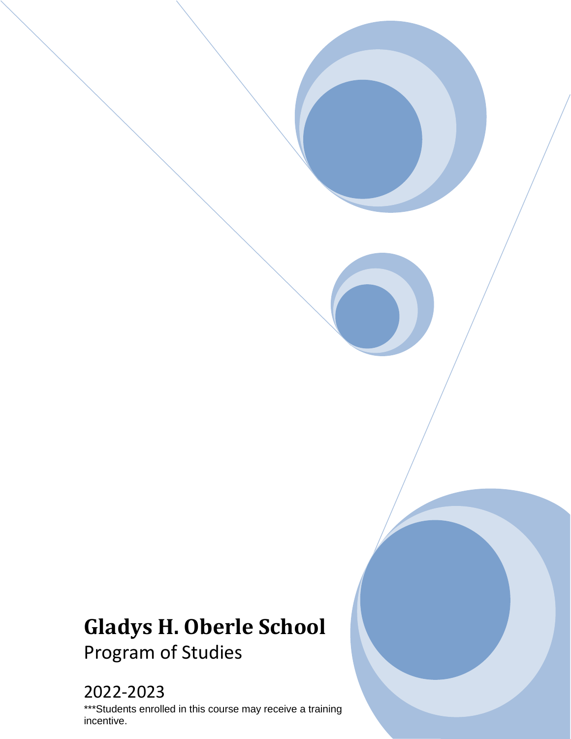# Gladys H. Oberle School

Program of Studies

2022-2023

***Students enrolled in this course may receive a training incentive.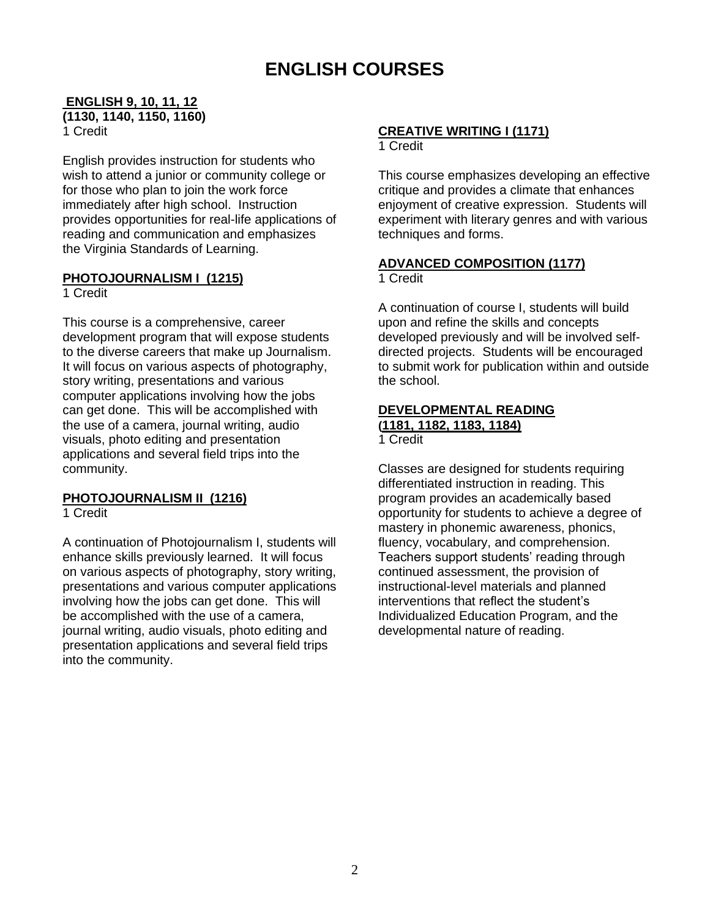# ENGLISH COURSES

### ENGLISH 9, 10, 11, 12 (1130, 1140, 1150, 1160)

1 Credit

English provides instruction for students who wish to attend a junior or community college or for those who plan to join the work force immediately after high school. Instruction provides opportunities for real-life applications of reading and communication and emphasizes the Virginia Standards of Learning.

### PHOTOJOURNALISM I (1215)

1 Credit

This course is a comprehensive, career development program that will expose students to the diverse careers that make up Journalism. It will focus on various aspects of photography, story writing, presentations and various computer applications involving how the jobs can get done. This will be accomplished with the use of a camera, journal writing, audio visuals, photo editing and presentation applications and several field trips into the community.

### PHOTOJOURNALISM II (1216)

1 Credit

A continuation of Photojournalism I, students will enhance skills previously learned. It will focus on various aspects of photography, story writing, presentations and various computer applications involving how the jobs can get done. This will be accomplished with the use of a camera, journal writing, audio visuals, photo editing and presentation applications and several field trips into the community.

### CREATIVE WRITING I (1171)

1 Credit

This course emphasizes developing an effective critique and provides a climate that enhances enjoyment of creative expression. Students will experiment with literary genres and with various techniques and forms.

### ADVANCED COMPOSITION (1177)

1 Credit

A continuation of course I, students will build upon and refine the skills and concepts developed previously and will be involved self-directed projects. Students will be encouraged to submit work for publication within and outside the school.

### DEVELOPMENTAL READING (1181, 1182, 1183, 1184)

1 Credit

Classes are designed for students requiring differentiated instruction in reading. This program provides an academically based opportunity for students to achieve a degree of mastery in phonemic awareness, phonics, fluency, vocabulary, and comprehension. Teachers support students' reading through continued assessment, the provision of instructional-level materials and planned interventions that reflect the student's Individualized Education Program, and the developmental nature of reading.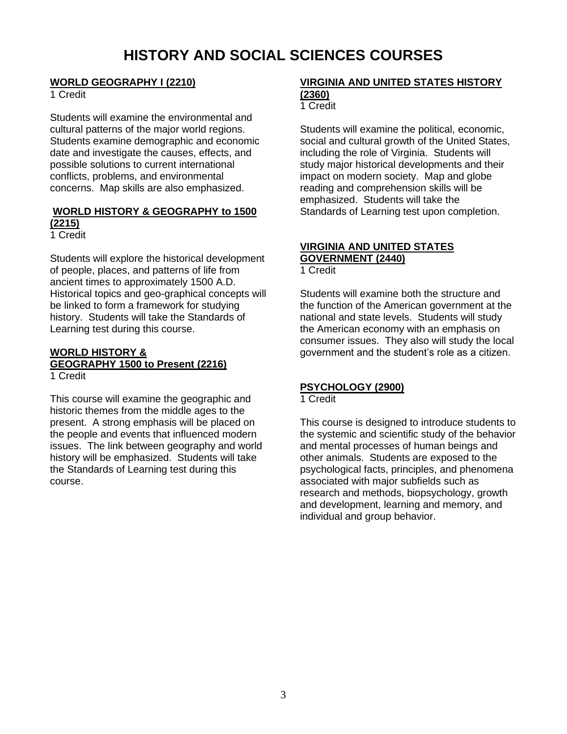# HISTORY AND SOCIAL SCIENCES COURSES

**WORLD GEOGRAPHY I (2210)**
1 Credit

Students will examine the environmental and cultural patterns of the major world regions. Students examine demographic and economic date and investigate the causes, effects, and possible solutions to current international conflicts, problems, and environmental concerns. Map skills are also emphasized.

**WORLD HISTORY & GEOGRAPHY to 1500 (2215)**
1 Credit

Students will explore the historical development of people, places, and patterns of life from ancient times to approximately 1500 A.D. Historical topics and geo-graphical concepts will be linked to form a framework for studying history. Students will take the Standards of Learning test during this course.

**WORLD HISTORY & GEOGRAPHY 1500 to Present (2216)**
1 Credit

This course will examine the geographic and historic themes from the middle ages to the present. A strong emphasis will be placed on the people and events that influenced modern issues. The link between geography and world history will be emphasized. Students will take the Standards of Learning test during this course.

**VIRGINIA AND UNITED STATES HISTORY (2360)**
1 Credit

Students will examine the political, economic, social and cultural growth of the United States, including the role of Virginia. Students will study major historical developments and their impact on modern society. Map and globe reading and comprehension skills will be emphasized. Students will take the Standards of Learning test upon completion.

**VIRGINIA AND UNITED STATES GOVERNMENT (2440)**
1 Credit

Students will examine both the structure and the function of the American government at the national and state levels. Students will study the American economy with an emphasis on consumer issues. They also will study the local government and the student's role as a citizen.

**PSYCHOLOGY (2900)**
1 Credit

This course is designed to introduce students to the systemic and scientific study of the behavior and mental processes of human beings and other animals. Students are exposed to the psychological facts, principles, and phenomena associated with major subfields such as research and methods, biopsychology, growth and development, learning and memory, and individual and group behavior.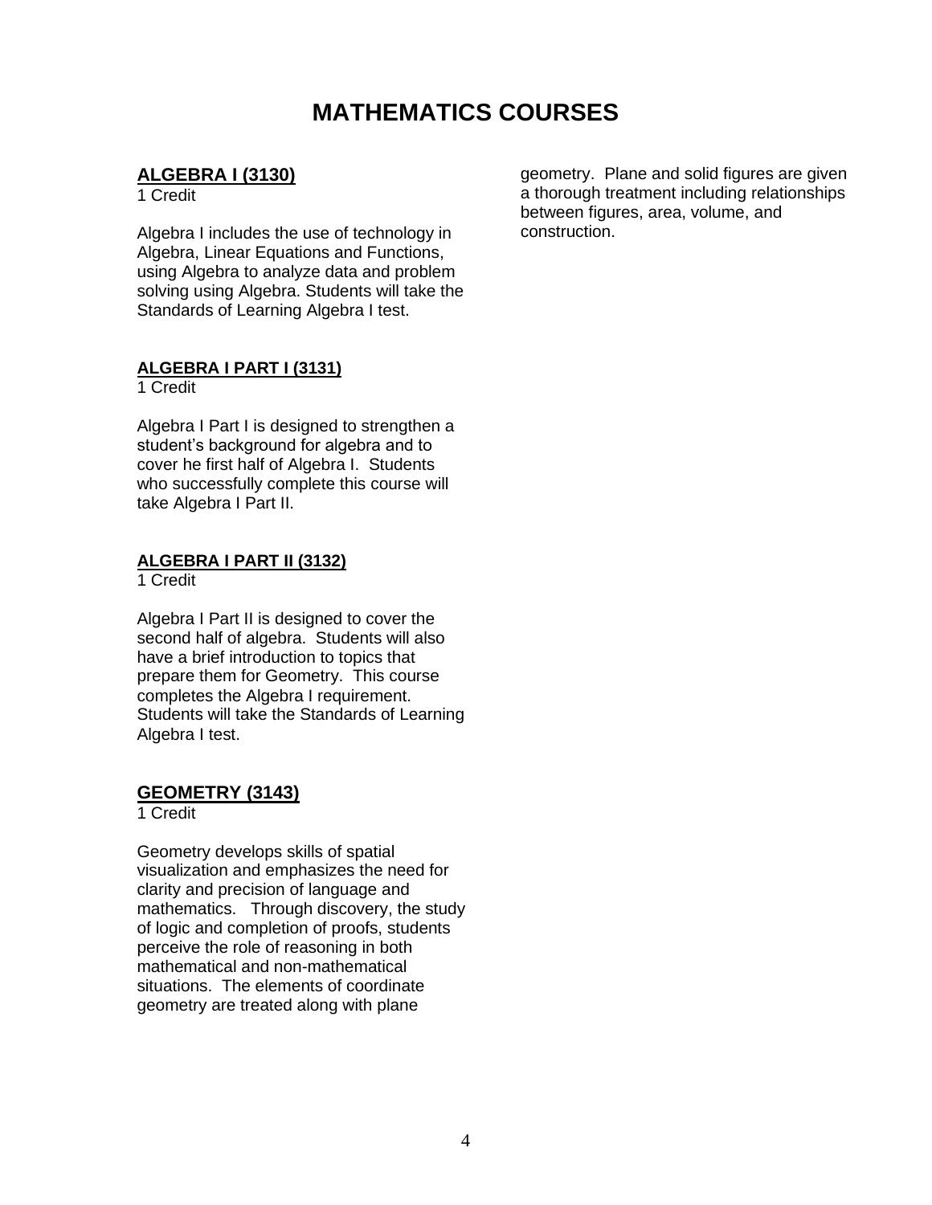# MATHEMATICS COURSES

## ALGEBRA I (3130)

1 Credit

Algebra I includes the use of technology in Algebra, Linear Equations and Functions, using Algebra to analyze data and problem solving using Algebra. Students will take the Standards of Learning Algebra I test.

## ALGEBRA I PART I (3131)

1 Credit

Algebra I Part I is designed to strengthen a student's background for algebra and to cover he first half of Algebra I. Students who successfully complete this course will take Algebra I Part II.

## ALGEBRA I PART II (3132)

1 Credit

Algebra I Part II is designed to cover the second half of algebra. Students will also have a brief introduction to topics that prepare them for Geometry. This course completes the Algebra I requirement. Students will take the Standards of Learning Algebra I test.

## GEOMETRY (3143)

1 Credit

Geometry develops skills of spatial visualization and emphasizes the need for clarity and precision of language and mathematics. Through discovery, the study of logic and completion of proofs, students perceive the role of reasoning in both mathematical and non-mathematical situations. The elements of coordinate geometry are treated along with plane geometry. Plane and solid figures are given a thorough treatment including relationships between figures, area, volume, and construction.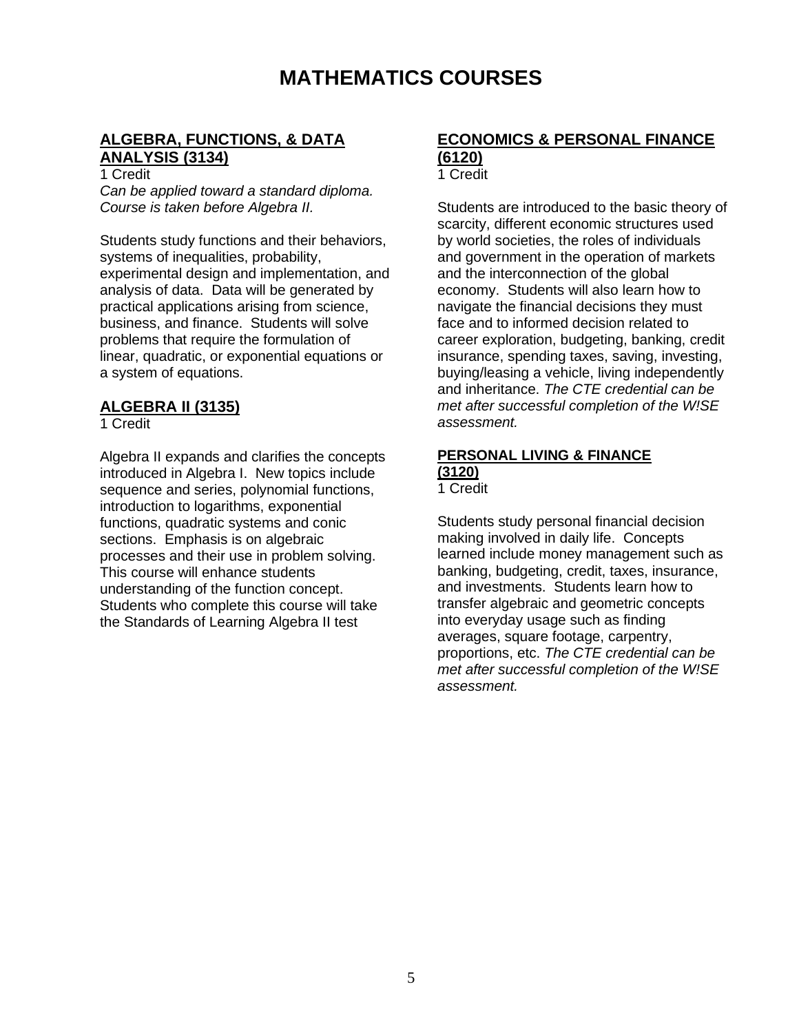# MATHEMATICS COURSES

## ALGEBRA, FUNCTIONS, & DATA ANALYSIS (3134)

1 Credit

*Can be applied toward a standard diploma. Course is taken before Algebra II.*

Students study functions and their behaviors, systems of inequalities, probability, experimental design and implementation, and analysis of data. Data will be generated by practical applications arising from science, business, and finance. Students will solve problems that require the formulation of linear, quadratic, or exponential equations or a system of equations.

## ALGEBRA II (3135)

1 Credit

Algebra II expands and clarifies the concepts introduced in Algebra I. New topics include sequence and series, polynomial functions, introduction to logarithms, exponential functions, quadratic systems and conic sections. Emphasis is on algebraic processes and their use in problem solving. This course will enhance students understanding of the function concept. Students who complete this course will take the Standards of Learning Algebra II test

## ECONOMICS & PERSONAL FINANCE (6120)

1 Credit

Students are introduced to the basic theory of scarcity, different economic structures used by world societies, the roles of individuals and government in the operation of markets and the interconnection of the global economy. Students will also learn how to navigate the financial decisions they must face and to informed decision related to career exploration, budgeting, banking, credit insurance, spending taxes, saving, investing, buying/leasing a vehicle, living independently and inheritance. *The CTE credential can be met after successful completion of the W!SE assessment.*

## PERSONAL LIVING & FINANCE (3120)

1 Credit

Students study personal financial decision making involved in daily life. Concepts learned include money management such as banking, budgeting, credit, taxes, insurance, and investments. Students learn how to transfer algebraic and geometric concepts into everyday usage such as finding averages, square footage, carpentry, proportions, etc. *The CTE credential can be met after successful completion of the W!SE assessment.*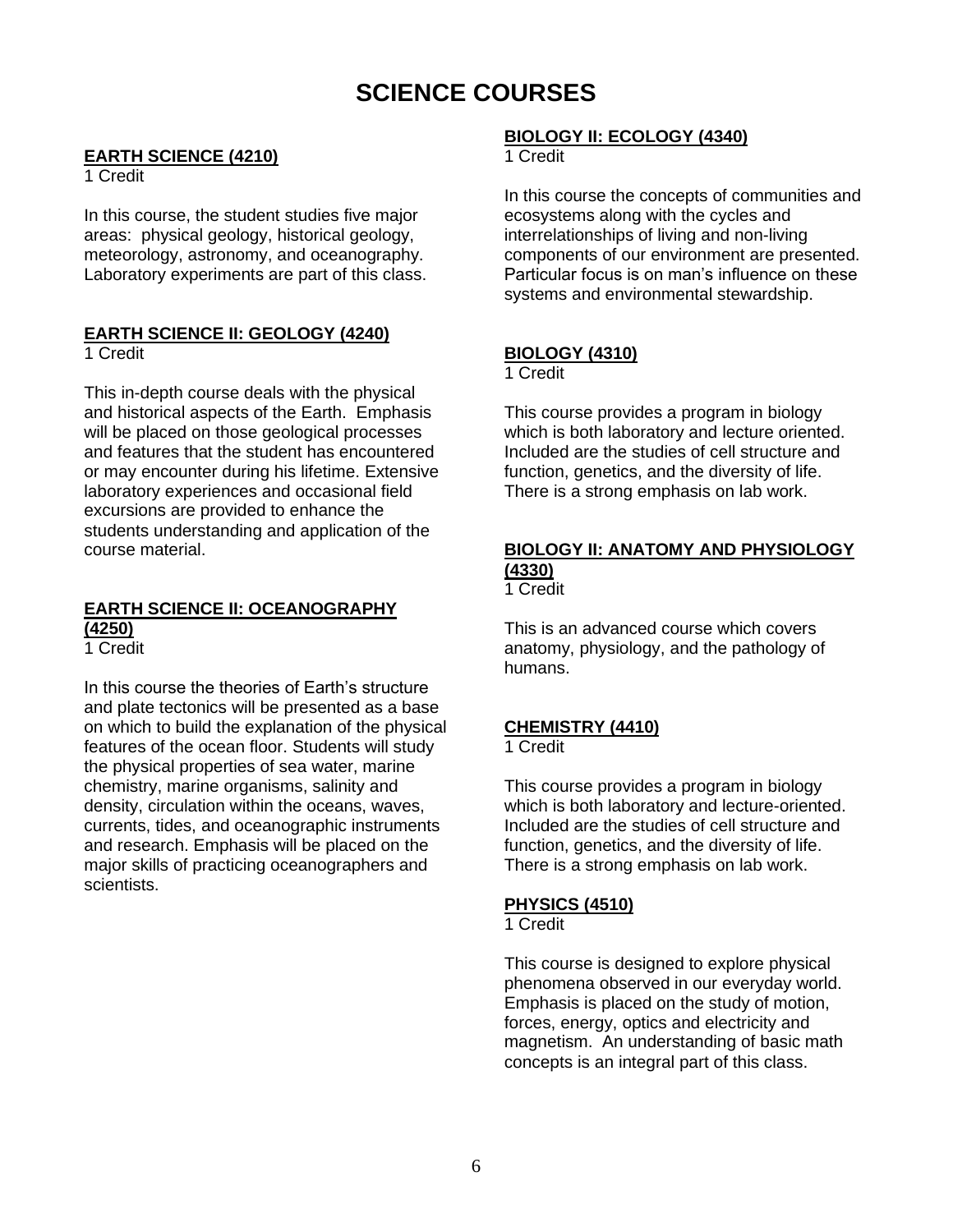# SCIENCE COURSES

**EARTH SCIENCE (4210)**
1 Credit

In this course, the student studies five major areas: physical geology, historical geology, meteorology, astronomy, and oceanography. Laboratory experiments are part of this class.

**EARTH SCIENCE II: GEOLOGY (4240)**
1 Credit

This in-depth course deals with the physical and historical aspects of the Earth. Emphasis will be placed on those geological processes and features that the student has encountered or may encounter during his lifetime. Extensive laboratory experiences and occasional field excursions are provided to enhance the students understanding and application of the course material.

**EARTH SCIENCE II: OCEANOGRAPHY (4250)**
1 Credit

In this course the theories of Earth's structure and plate tectonics will be presented as a base on which to build the explanation of the physical features of the ocean floor. Students will study the physical properties of sea water, marine chemistry, marine organisms, salinity and density, circulation within the oceans, waves, currents, tides, and oceanographic instruments and research. Emphasis will be placed on the major skills of practicing oceanographers and scientists.

**BIOLOGY II: ECOLOGY (4340)**
1 Credit

In this course the concepts of communities and ecosystems along with the cycles and interrelationships of living and non-living components of our environment are presented. Particular focus is on man's influence on these systems and environmental stewardship.

**BIOLOGY (4310)**
1 Credit

This course provides a program in biology which is both laboratory and lecture oriented. Included are the studies of cell structure and function, genetics, and the diversity of life. There is a strong emphasis on lab work.

**BIOLOGY II: ANATOMY AND PHYSIOLOGY (4330)**
1 Credit

This is an advanced course which covers anatomy, physiology, and the pathology of humans.

**CHEMISTRY (4410)**
1 Credit

This course provides a program in biology which is both laboratory and lecture-oriented. Included are the studies of cell structure and function, genetics, and the diversity of life. There is a strong emphasis on lab work.

**PHYSICS (4510)**
1 Credit

This course is designed to explore physical phenomena observed in our everyday world. Emphasis is placed on the study of motion, forces, energy, optics and electricity and magnetism. An understanding of basic math concepts is an integral part of this class.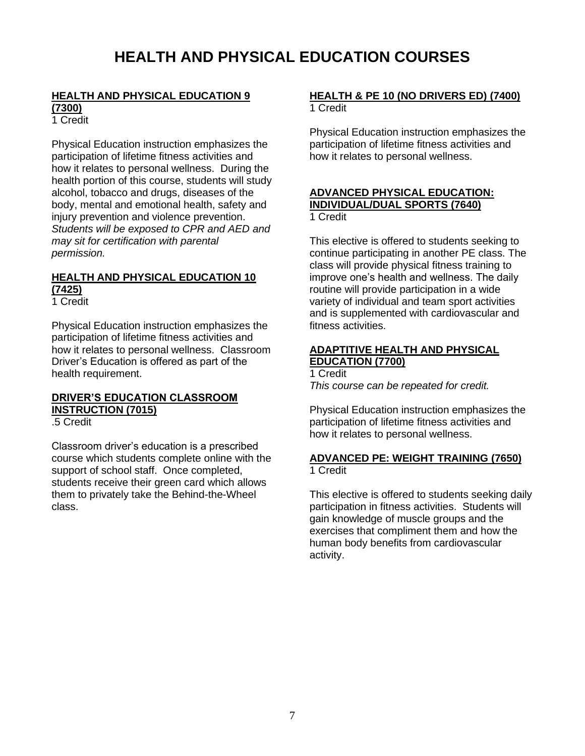# HEALTH AND PHYSICAL EDUCATION COURSES

## HEALTH AND PHYSICAL EDUCATION 9 (7300)

1 Credit

Physical Education instruction emphasizes the participation of lifetime fitness activities and how it relates to personal wellness. During the health portion of this course, students will study alcohol, tobacco and drugs, diseases of the body, mental and emotional health, safety and injury prevention and violence prevention. *Students will be exposed to CPR and AED and may sit for certification with parental permission.*

## HEALTH AND PHYSICAL EDUCATION 10 (7425)

1 Credit

Physical Education instruction emphasizes the participation of lifetime fitness activities and how it relates to personal wellness. Classroom Driver's Education is offered as part of the health requirement.

## DRIVER'S EDUCATION CLASSROOM INSTRUCTION (7015)

.5 Credit

Classroom driver's education is a prescribed course which students complete online with the support of school staff. Once completed, students receive their green card which allows them to privately take the Behind-the-Wheel class.

## HEALTH & PE 10 (NO DRIVERS ED) (7400)

1 Credit

Physical Education instruction emphasizes the participation of lifetime fitness activities and how it relates to personal wellness.

## ADVANCED PHYSICAL EDUCATION: INDIVIDUAL/DUAL SPORTS (7640)

1 Credit

This elective is offered to students seeking to continue participating in another PE class. The class will provide physical fitness training to improve one's health and wellness. The daily routine will provide participation in a wide variety of individual and team sport activities and is supplemented with cardiovascular and fitness activities.

## ADAPTITIVE HEALTH AND PHYSICAL EDUCATION (7700)

1 Credit

*This course can be repeated for credit.*

Physical Education instruction emphasizes the participation of lifetime fitness activities and how it relates to personal wellness.

## ADVANCED PE: WEIGHT TRAINING (7650)

1 Credit

This elective is offered to students seeking daily participation in fitness activities. Students will gain knowledge of muscle groups and the exercises that compliment them and how the human body benefits from cardiovascular activity.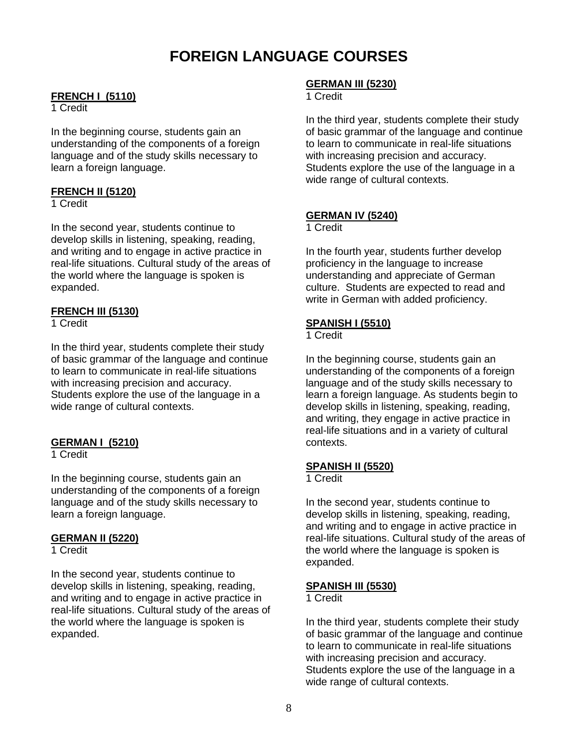# FOREIGN LANGUAGE COURSES

**FRENCH I (5110)**
1 Credit

In the beginning course, students gain an understanding of the components of a foreign language and of the study skills necessary to learn a foreign language.

**FRENCH II (5120)**
1 Credit

In the second year, students continue to develop skills in listening, speaking, reading, and writing and to engage in active practice in real-life situations. Cultural study of the areas of the world where the language is spoken is expanded.

**FRENCH III (5130)**
1 Credit

In the third year, students complete their study of basic grammar of the language and continue to learn to communicate in real-life situations with increasing precision and accuracy. Students explore the use of the language in a wide range of cultural contexts.

**GERMAN I (5210)**
1 Credit

In the beginning course, students gain an understanding of the components of a foreign language and of the study skills necessary to learn a foreign language.

**GERMAN II (5220)**
1 Credit

In the second year, students continue to develop skills in listening, speaking, reading, and writing and to engage in active practice in real-life situations. Cultural study of the areas of the world where the language is spoken is expanded.

**GERMAN III (5230)**
1 Credit

In the third year, students complete their study of basic grammar of the language and continue to learn to communicate in real-life situations with increasing precision and accuracy. Students explore the use of the language in a wide range of cultural contexts.

**GERMAN IV (5240)**
1 Credit

In the fourth year, students further develop proficiency in the language to increase understanding and appreciate of German culture. Students are expected to read and write in German with added proficiency.

**SPANISH I (5510)**
1 Credit

In the beginning course, students gain an understanding of the components of a foreign language and of the study skills necessary to learn a foreign language. As students begin to develop skills in listening, speaking, reading, and writing, they engage in active practice in real-life situations and in a variety of cultural contexts.

**SPANISH II (5520)**
1 Credit

In the second year, students continue to develop skills in listening, speaking, reading, and writing and to engage in active practice in real-life situations. Cultural study of the areas of the world where the language is spoken is expanded.

**SPANISH III (5530)**
1 Credit

In the third year, students complete their study of basic grammar of the language and continue to learn to communicate in real-life situations with increasing precision and accuracy. Students explore the use of the language in a wide range of cultural contexts.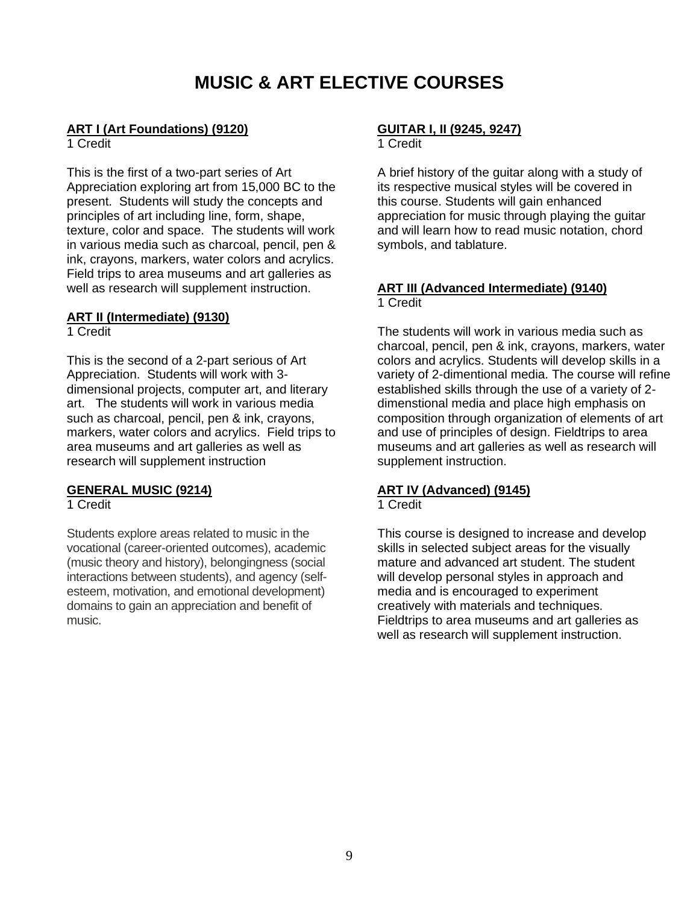# MUSIC & ART ELECTIVE COURSES

**ART I (Art Foundations) (9120)**
1 Credit

This is the first of a two-part series of Art Appreciation exploring art from 15,000 BC to the present. Students will study the concepts and principles of art including line, form, shape, texture, color and space. The students will work in various media such as charcoal, pencil, pen & ink, crayons, markers, water colors and acrylics. Field trips to area museums and art galleries as well as research will supplement instruction.

**ART II (Intermediate) (9130)**
1 Credit

This is the second of a 2-part serious of Art Appreciation. Students will work with 3-dimensional projects, computer art, and literary art. The students will work in various media such as charcoal, pencil, pen & ink, crayons, markers, water colors and acrylics. Field trips to area museums and art galleries as well as research will supplement instruction

**GENERAL MUSIC (9214)**
1 Credit

Students explore areas related to music in the vocational (career-oriented outcomes), academic (music theory and history), belongingness (social interactions between students), and agency (self-esteem, motivation, and emotional development) domains to gain an appreciation and benefit of music.

**GUITAR I, II (9245, 9247)**
1 Credit

A brief history of the guitar along with a study of its respective musical styles will be covered in this course. Students will gain enhanced appreciation for music through playing the guitar and will learn how to read music notation, chord symbols, and tablature.

**ART III (Advanced Intermediate) (9140)**
1 Credit

The students will work in various media such as charcoal, pencil, pen & ink, crayons, markers, water colors and acrylics. Students will develop skills in a variety of 2-dimentional media. The course will refine established skills through the use of a variety of 2-dimenstional media and place high emphasis on composition through organization of elements of art and use of principles of design. Fieldtrips to area museums and art galleries as well as research will supplement instruction.

**ART IV (Advanced) (9145)**
1 Credit

This course is designed to increase and develop skills in selected subject areas for the visually mature and advanced art student. The student will develop personal styles in approach and media and is encouraged to experiment creatively with materials and techniques. Fieldtrips to area museums and art galleries as well as research will supplement instruction.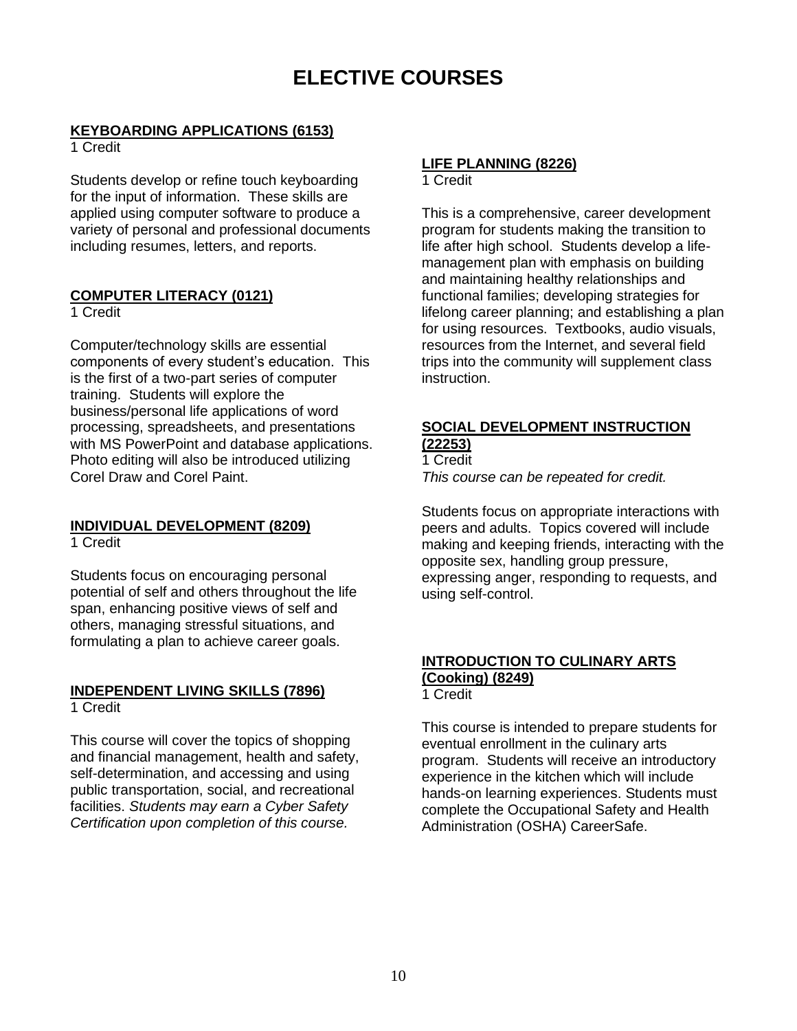# ELECTIVE COURSES

**KEYBOARDING APPLICATIONS (6153)**
1 Credit

Students develop or refine touch keyboarding for the input of information. These skills are applied using computer software to produce a variety of personal and professional documents including resumes, letters, and reports.

**COMPUTER LITERACY (0121)**
1 Credit

Computer/technology skills are essential components of every student's education. This is the first of a two-part series of computer training. Students will explore the business/personal life applications of word processing, spreadsheets, and presentations with MS PowerPoint and database applications. Photo editing will also be introduced utilizing Corel Draw and Corel Paint.

**INDIVIDUAL DEVELOPMENT (8209)**
1 Credit

Students focus on encouraging personal potential of self and others throughout the life span, enhancing positive views of self and others, managing stressful situations, and formulating a plan to achieve career goals.

**INDEPENDENT LIVING SKILLS (7896)**
1 Credit

This course will cover the topics of shopping and financial management, health and safety, self-determination, and accessing and using public transportation, social, and recreational facilities. *Students may earn a Cyber Safety Certification upon completion of this course.*

**LIFE PLANNING (8226)**
1 Credit

This is a comprehensive, career development program for students making the transition to life after high school. Students develop a life-management plan with emphasis on building and maintaining healthy relationships and functional families; developing strategies for lifelong career planning; and establishing a plan for using resources. Textbooks, audio visuals, resources from the Internet, and several field trips into the community will supplement class instruction.

**SOCIAL DEVELOPMENT INSTRUCTION (22253)**
1 Credit
*This course can be repeated for credit.*

Students focus on appropriate interactions with peers and adults. Topics covered will include making and keeping friends, interacting with the opposite sex, handling group pressure, expressing anger, responding to requests, and using self-control.

**INTRODUCTION TO CULINARY ARTS (Cooking) (8249)**
1 Credit

This course is intended to prepare students for eventual enrollment in the culinary arts program. Students will receive an introductory experience in the kitchen which will include hands-on learning experiences. Students must complete the Occupational Safety and Health Administration (OSHA) CareerSafe.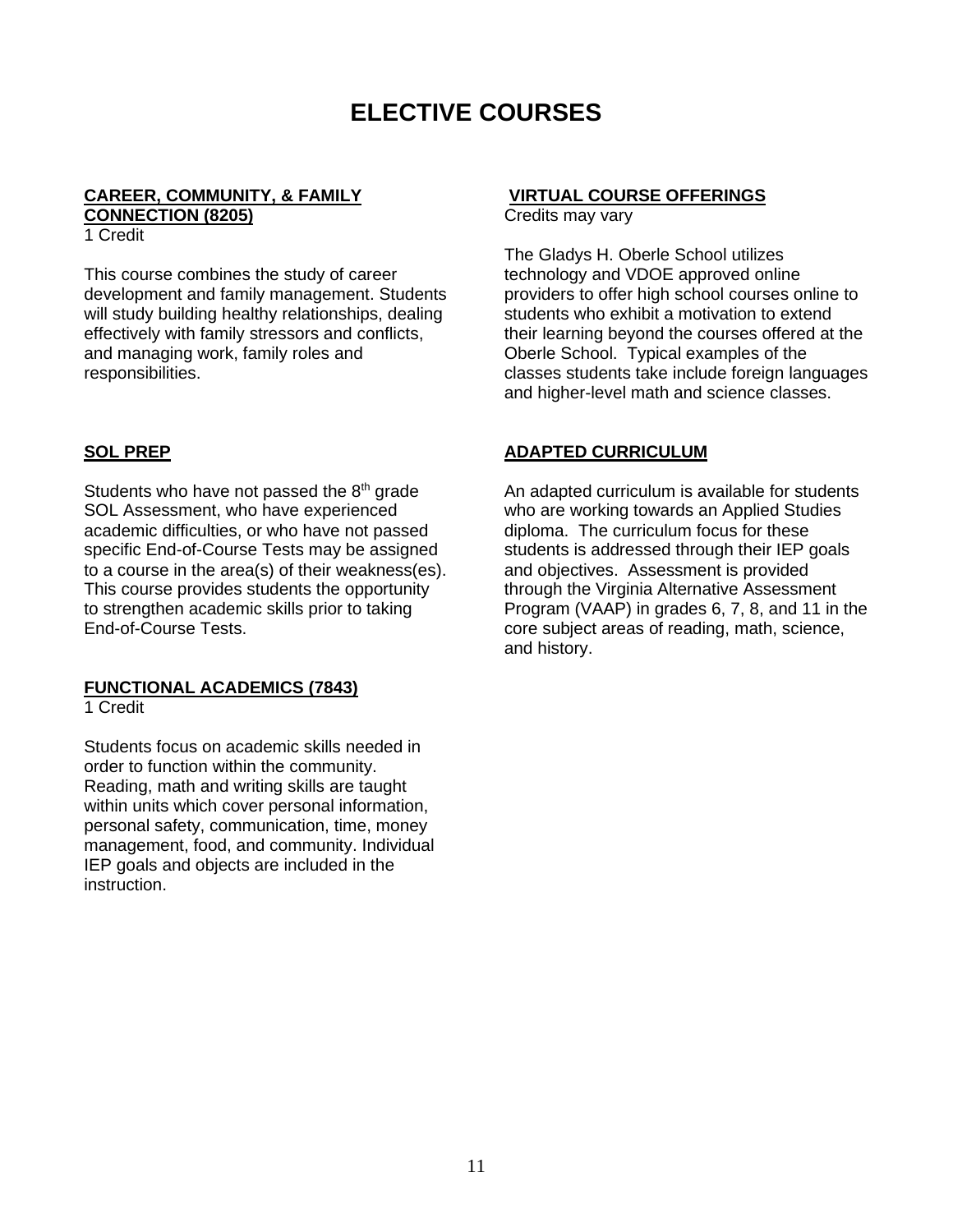# ELECTIVE COURSES

**CAREER, COMMUNITY, & FAMILY CONNECTION (8205)**
1 Credit

This course combines the study of career development and family management. Students will study building healthy relationships, dealing effectively with family stressors and conflicts, and managing work, family roles and responsibilities.

**SOL PREP**

Students who have not passed the 8th grade SOL Assessment, who have experienced academic difficulties, or who have not passed specific End-of-Course Tests may be assigned to a course in the area(s) of their weakness(es). This course provides students the opportunity to strengthen academic skills prior to taking End-of-Course Tests.

**FUNCTIONAL ACADEMICS (7843)**
1 Credit

Students focus on academic skills needed in order to function within the community. Reading, math and writing skills are taught within units which cover personal information, personal safety, communication, time, money management, food, and community. Individual IEP goals and objects are included in the instruction.

**VIRTUAL COURSE OFFERINGS**
Credits may vary

The Gladys H. Oberle School utilizes technology and VDOE approved online providers to offer high school courses online to students who exhibit a motivation to extend their learning beyond the courses offered at the Oberle School. Typical examples of the classes students take include foreign languages and higher-level math and science classes.

**ADAPTED CURRICULUM**

An adapted curriculum is available for students who are working towards an Applied Studies diploma. The curriculum focus for these students is addressed through their IEP goals and objectives. Assessment is provided through the Virginia Alternative Assessment Program (VAAP) in grades 6, 7, 8, and 11 in the core subject areas of reading, math, science, and history.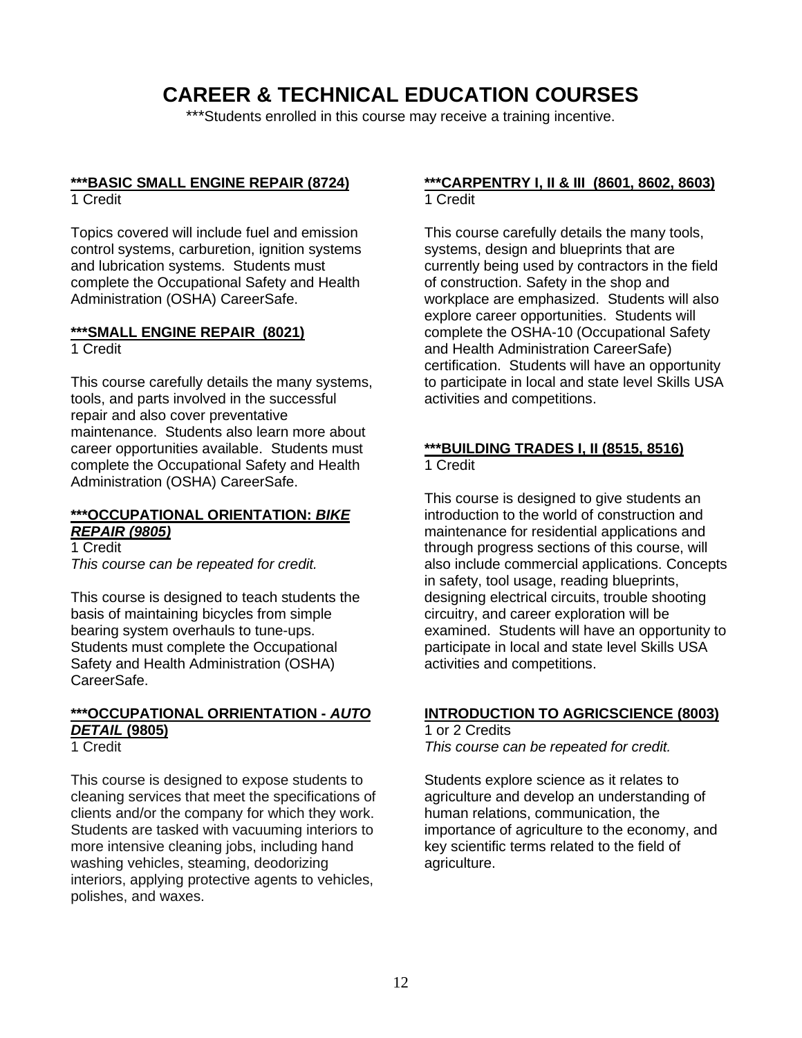# CAREER & TECHNICAL EDUCATION COURSES

***Students enrolled in this course may receive a training incentive.

**<u>***BASIC SMALL ENGINE REPAIR (8724)</u>**
1 Credit

Topics covered will include fuel and emission control systems, carburetion, ignition systems and lubrication systems. Students must complete the Occupational Safety and Health Administration (OSHA) CareerSafe.

**<u>***SMALL ENGINE REPAIR (8021)</u>**
1 Credit

This course carefully details the many systems, tools, and parts involved in the successful repair and also cover preventative maintenance. Students also learn more about career opportunities available. Students must complete the Occupational Safety and Health Administration (OSHA) CareerSafe.

**<u>***OCCUPATIONAL ORIENTATION: *BIKE REPAIR (9805)*</u>**
1 Credit
*This course can be repeated for credit.*

This course is designed to teach students the basis of maintaining bicycles from simple bearing system overhauls to tune-ups. Students must complete the Occupational Safety and Health Administration (OSHA) CareerSafe.

**<u>***OCCUPATIONAL ORRIENTATION - *AUTO DETAIL* (9805)</u>**
1 Credit

This course is designed to expose students to cleaning services that meet the specifications of clients and/or the company for which they work. Students are tasked with vacuuming interiors to more intensive cleaning jobs, including hand washing vehicles, steaming, deodorizing interiors, applying protective agents to vehicles, polishes, and waxes.

**<u>***CARPENTRY I, II & III (8601, 8602, 8603)</u>**
1 Credit

This course carefully details the many tools, systems, design and blueprints that are currently being used by contractors in the field of construction. Safety in the shop and workplace are emphasized. Students will also explore career opportunities. Students will complete the OSHA-10 (Occupational Safety and Health Administration CareerSafe) certification. Students will have an opportunity to participate in local and state level Skills USA activities and competitions.

**<u>***BUILDING TRADES I, II (8515, 8516)</u>**
1 Credit

This course is designed to give students an introduction to the world of construction and maintenance for residential applications and through progress sections of this course, will also include commercial applications. Concepts in safety, tool usage, reading blueprints, designing electrical circuits, trouble shooting circuitry, and career exploration will be examined. Students will have an opportunity to participate in local and state level Skills USA activities and competitions.

**<u>INTRODUCTION TO AGRICSCIENCE (8003)</u>**
1 or 2 Credits
*This course can be repeated for credit.*

Students explore science as it relates to agriculture and develop an understanding of human relations, communication, the importance of agriculture to the economy, and key scientific terms related to the field of agriculture.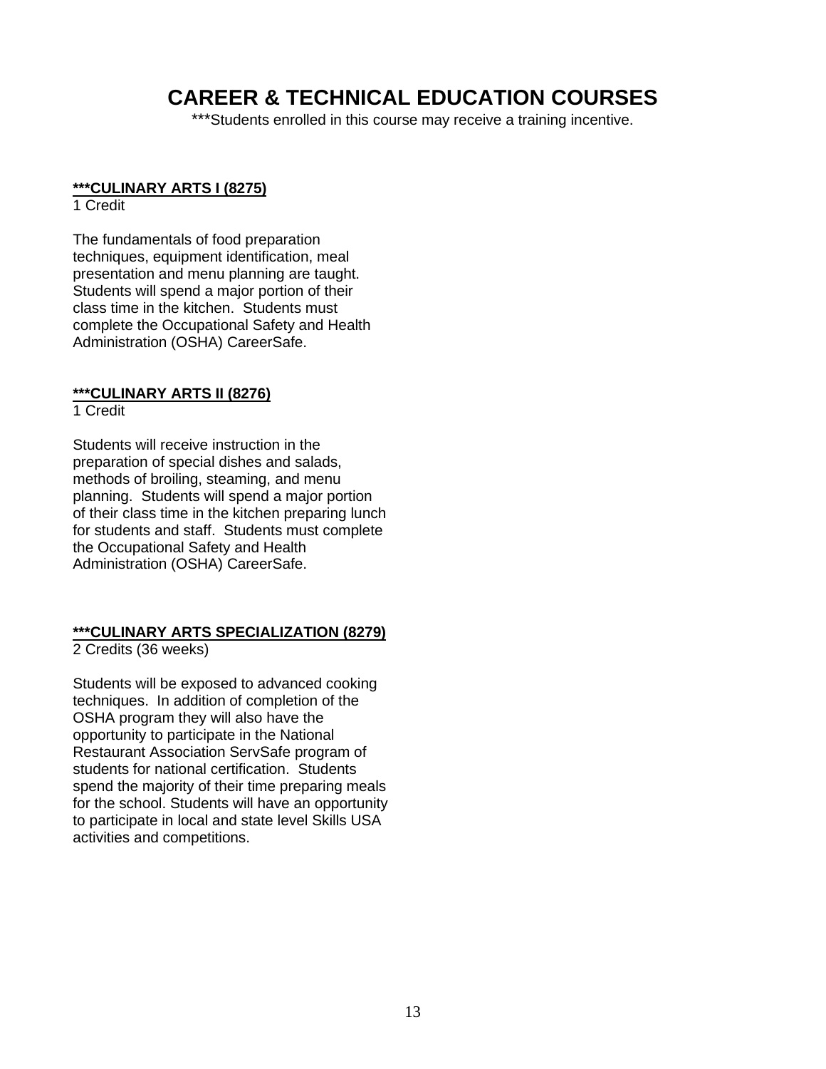# CAREER & TECHNICAL EDUCATION COURSES

***Students enrolled in this course may receive a training incentive.

**<u>***CULINARY ARTS I (8275)</u>**
1 Credit

The fundamentals of food preparation techniques, equipment identification, meal presentation and menu planning are taught. Students will spend a major portion of their class time in the kitchen. Students must complete the Occupational Safety and Health Administration (OSHA) CareerSafe.

**<u>***CULINARY ARTS II (8276)</u>**
1 Credit

Students will receive instruction in the preparation of special dishes and salads, methods of broiling, steaming, and menu planning. Students will spend a major portion of their class time in the kitchen preparing lunch for students and staff. Students must complete the Occupational Safety and Health Administration (OSHA) CareerSafe.

**<u>***CULINARY ARTS SPECIALIZATION (8279)</u>**
2 Credits (36 weeks)

Students will be exposed to advanced cooking techniques. In addition of completion of the OSHA program they will also have the opportunity to participate in the National Restaurant Association ServSafe program of students for national certification. Students spend the majority of their time preparing meals for the school. Students will have an opportunity to participate in local and state level Skills USA activities and competitions.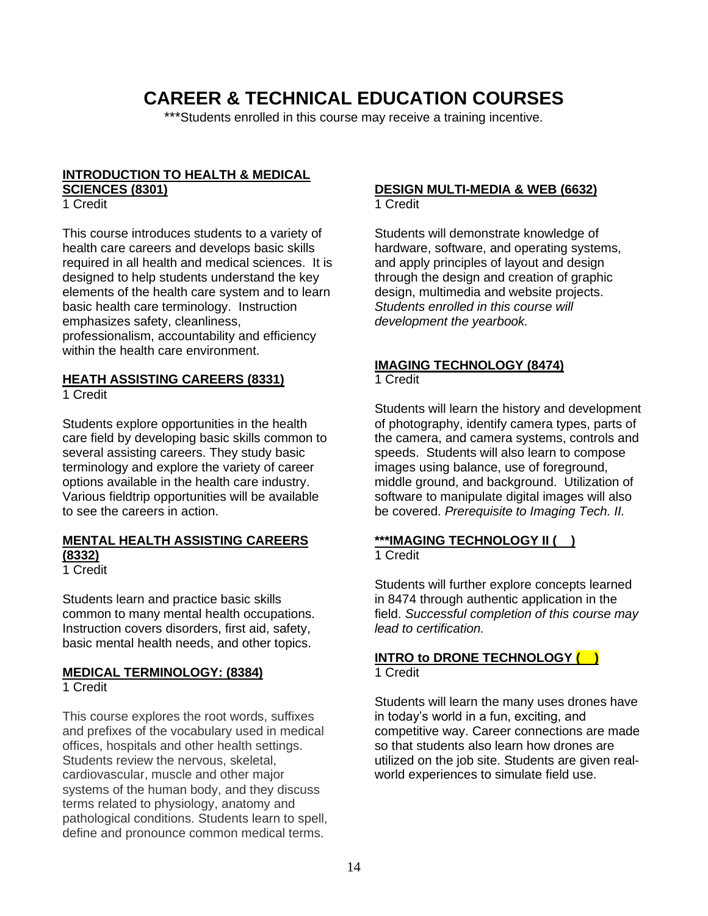# CAREER & TECHNICAL EDUCATION COURSES

***Students enrolled in this course may receive a training incentive.

**INTRODUCTION TO HEALTH & MEDICAL SCIENCES (8301)**
1 Credit

This course introduces students to a variety of health care careers and develops basic skills required in all health and medical sciences. It is designed to help students understand the key elements of the health care system and to learn basic health care terminology. Instruction emphasizes safety, cleanliness, professionalism, accountability and efficiency within the health care environment.

**HEATH ASSISTING CAREERS (8331)**
1 Credit

Students explore opportunities in the health care field by developing basic skills common to several assisting careers. They study basic terminology and explore the variety of career options available in the health care industry. Various fieldtrip opportunities will be available to see the careers in action.

**MENTAL HEALTH ASSISTING CAREERS (8332)**
1 Credit

Students learn and practice basic skills common to many mental health occupations. Instruction covers disorders, first aid, safety, basic mental health needs, and other topics.

**MEDICAL TERMINOLOGY: (8384)**
1 Credit

This course explores the root words, suffixes and prefixes of the vocabulary used in medical offices, hospitals and other health settings. Students review the nervous, skeletal, cardiovascular, muscle and other major systems of the human body, and they discuss terms related to physiology, anatomy and pathological conditions. Students learn to spell, define and pronounce common medical terms.

**DESIGN MULTI-MEDIA & WEB (6632)**
1 Credit

Students will demonstrate knowledge of hardware, software, and operating systems, and apply principles of layout and design through the design and creation of graphic design, multimedia and website projects. *Students enrolled in this course will development the yearbook.*

**IMAGING TECHNOLOGY (8474)**
1 Credit

Students will learn the history and development of photography, identify camera types, parts of the camera, and camera systems, controls and speeds. Students will also learn to compose images using balance, use of foreground, middle ground, and background. Utilization of software to manipulate digital images will also be covered. *Prerequisite to Imaging Tech. II.*

**\*\*\*IMAGING TECHNOLOGY II ( )**
1 Credit

Students will further explore concepts learned in 8474 through authentic application in the field. *Successful completion of this course may lead to certification.*

**INTRO to DRONE TECHNOLOGY ( )**
1 Credit

Students will learn the many uses drones have in today's world in a fun, exciting, and competitive way. Career connections are made so that students also learn how drones are utilized on the job site. Students are given real-world experiences to simulate field use.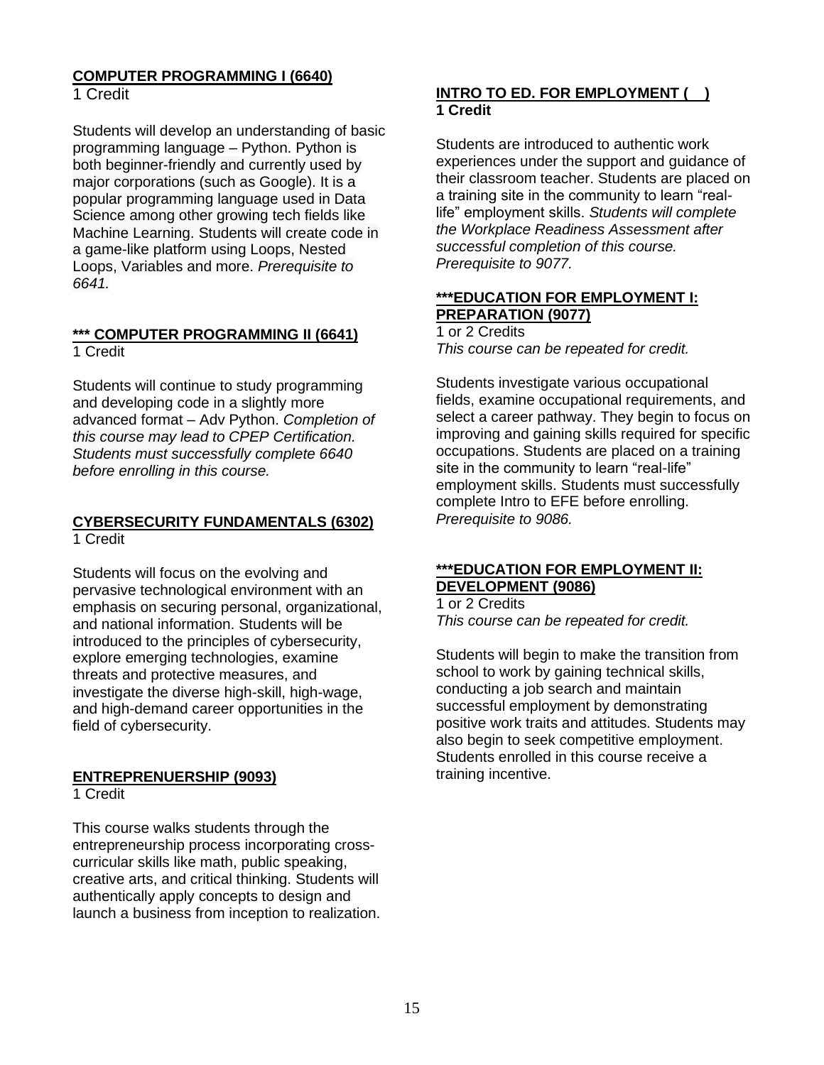**COMPUTER PROGRAMMING I (6640)**

1 Credit

Students will develop an understanding of basic programming language – Python. Python is both beginner-friendly and currently used by major corporations (such as Google). It is a popular programming language used in Data Science among other growing tech fields like Machine Learning. Students will create code in a game-like platform using Loops, Nested Loops, Variables and more. *Prerequisite to 6641.*

**\*\*\* COMPUTER PROGRAMMING II (6641)**

1 Credit

Students will continue to study programming and developing code in a slightly more advanced format – Adv Python. *Completion of this course may lead to CPEP Certification. Students must successfully complete 6640 before enrolling in this course.*

**CYBERSECURITY FUNDAMENTALS (6302)**

1 Credit

Students will focus on the evolving and pervasive technological environment with an emphasis on securing personal, organizational, and national information. Students will be introduced to the principles of cybersecurity, explore emerging technologies, examine threats and protective measures, and investigate the diverse high-skill, high-wage, and high-demand career opportunities in the field of cybersecurity.

**ENTREPRENUERSHIP (9093)**

1 Credit

This course walks students through the entrepreneurship process incorporating cross-curricular skills like math, public speaking, creative arts, and critical thinking. Students will authentically apply concepts to design and launch a business from inception to realization.

**INTRO TO ED. FOR EMPLOYMENT (    )**

**1 Credit**

Students are introduced to authentic work experiences under the support and guidance of their classroom teacher. Students are placed on a training site in the community to learn "real-life" employment skills. *Students will complete the Workplace Readiness Assessment after successful completion of this course. Prerequisite to 9077.*

**\*\*\*EDUCATION FOR EMPLOYMENT I: PREPARATION (9077)**

1 or 2 Credits

*This course can be repeated for credit.*

Students investigate various occupational fields, examine occupational requirements, and select a career pathway. They begin to focus on improving and gaining skills required for specific occupations. Students are placed on a training site in the community to learn "real-life" employment skills. Students must successfully complete Intro to EFE before enrolling. *Prerequisite to 9086.*

**\*\*\*EDUCATION FOR EMPLOYMENT II: DEVELOPMENT (9086)**

1 or 2 Credits

*This course can be repeated for credit.*

Students will begin to make the transition from school to work by gaining technical skills, conducting a job search and maintain successful employment by demonstrating positive work traits and attitudes. Students may also begin to seek competitive employment. Students enrolled in this course receive a training incentive.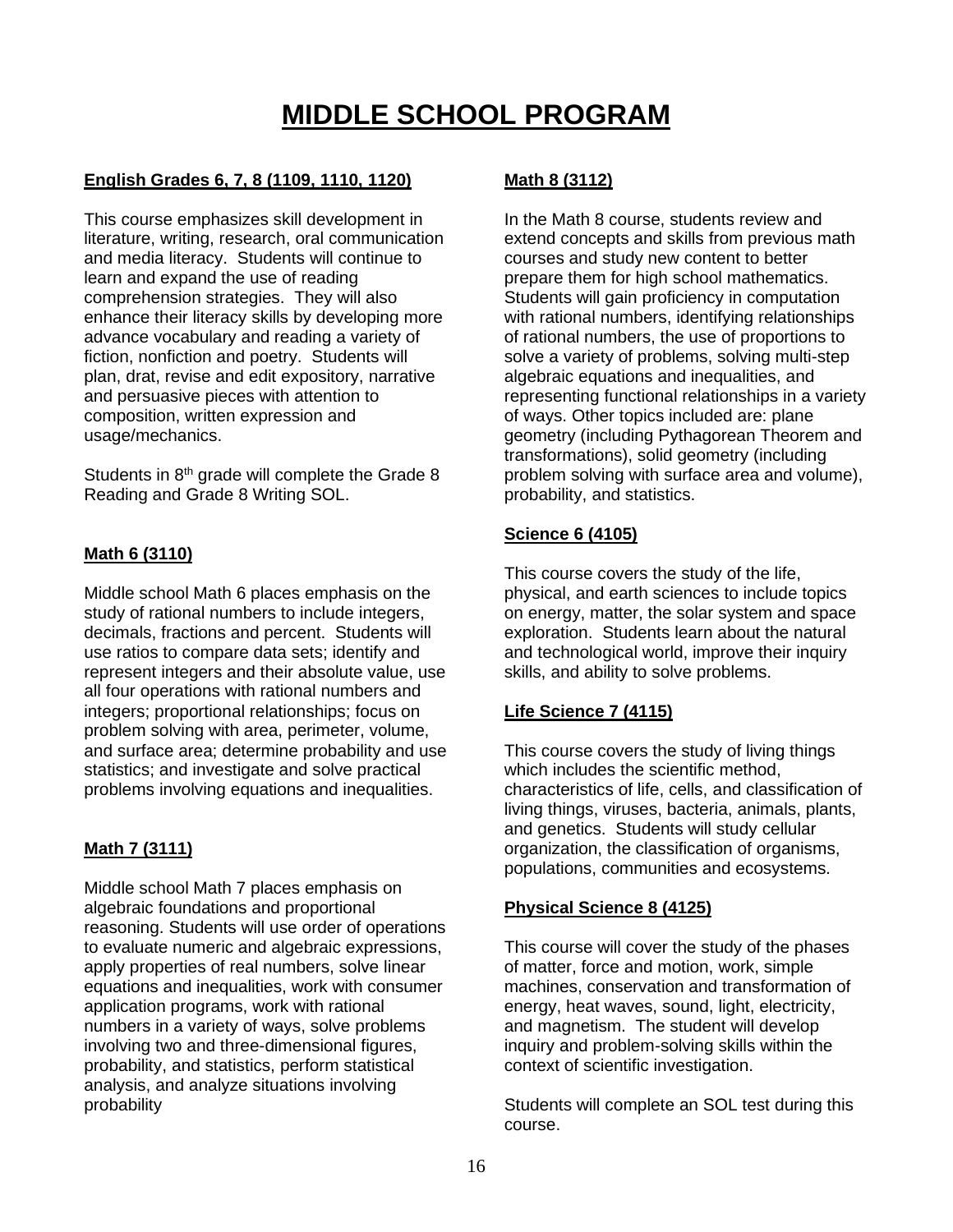# MIDDLE SCHOOL PROGRAM

**English Grades 6, 7, 8 (1109, 1110, 1120)**

This course emphasizes skill development in literature, writing, research, oral communication and media literacy. Students will continue to learn and expand the use of reading comprehension strategies. They will also enhance their literacy skills by developing more advance vocabulary and reading a variety of fiction, nonfiction and poetry. Students will plan, drat, revise and edit expository, narrative and persuasive pieces with attention to composition, written expression and usage/mechanics.

Students in 8th grade will complete the Grade 8 Reading and Grade 8 Writing SOL.

**Math 6 (3110)**

Middle school Math 6 places emphasis on the study of rational numbers to include integers, decimals, fractions and percent. Students will use ratios to compare data sets; identify and represent integers and their absolute value, use all four operations with rational numbers and integers; proportional relationships; focus on problem solving with area, perimeter, volume, and surface area; determine probability and use statistics; and investigate and solve practical problems involving equations and inequalities.

**Math 7 (3111)**

Middle school Math 7 places emphasis on algebraic foundations and proportional reasoning. Students will use order of operations to evaluate numeric and algebraic expressions, apply properties of real numbers, solve linear equations and inequalities, work with consumer application programs, work with rational numbers in a variety of ways, solve problems involving two and three-dimensional figures, probability, and statistics, perform statistical analysis, and analyze situations involving probability

**Math 8 (3112)**

In the Math 8 course, students review and extend concepts and skills from previous math courses and study new content to better prepare them for high school mathematics. Students will gain proficiency in computation with rational numbers, identifying relationships of rational numbers, the use of proportions to solve a variety of problems, solving multi-step algebraic equations and inequalities, and representing functional relationships in a variety of ways. Other topics included are: plane geometry (including Pythagorean Theorem and transformations), solid geometry (including problem solving with surface area and volume), probability, and statistics.

**Science 6 (4105)**

This course covers the study of the life, physical, and earth sciences to include topics on energy, matter, the solar system and space exploration. Students learn about the natural and technological world, improve their inquiry skills, and ability to solve problems.

**Life Science 7 (4115)**

This course covers the study of living things which includes the scientific method, characteristics of life, cells, and classification of living things, viruses, bacteria, animals, plants, and genetics. Students will study cellular organization, the classification of organisms, populations, communities and ecosystems.

**Physical Science 8 (4125)**

This course will cover the study of the phases of matter, force and motion, work, simple machines, conservation and transformation of energy, heat waves, sound, light, electricity, and magnetism. The student will develop inquiry and problem-solving skills within the context of scientific investigation.

Students will complete an SOL test during this course.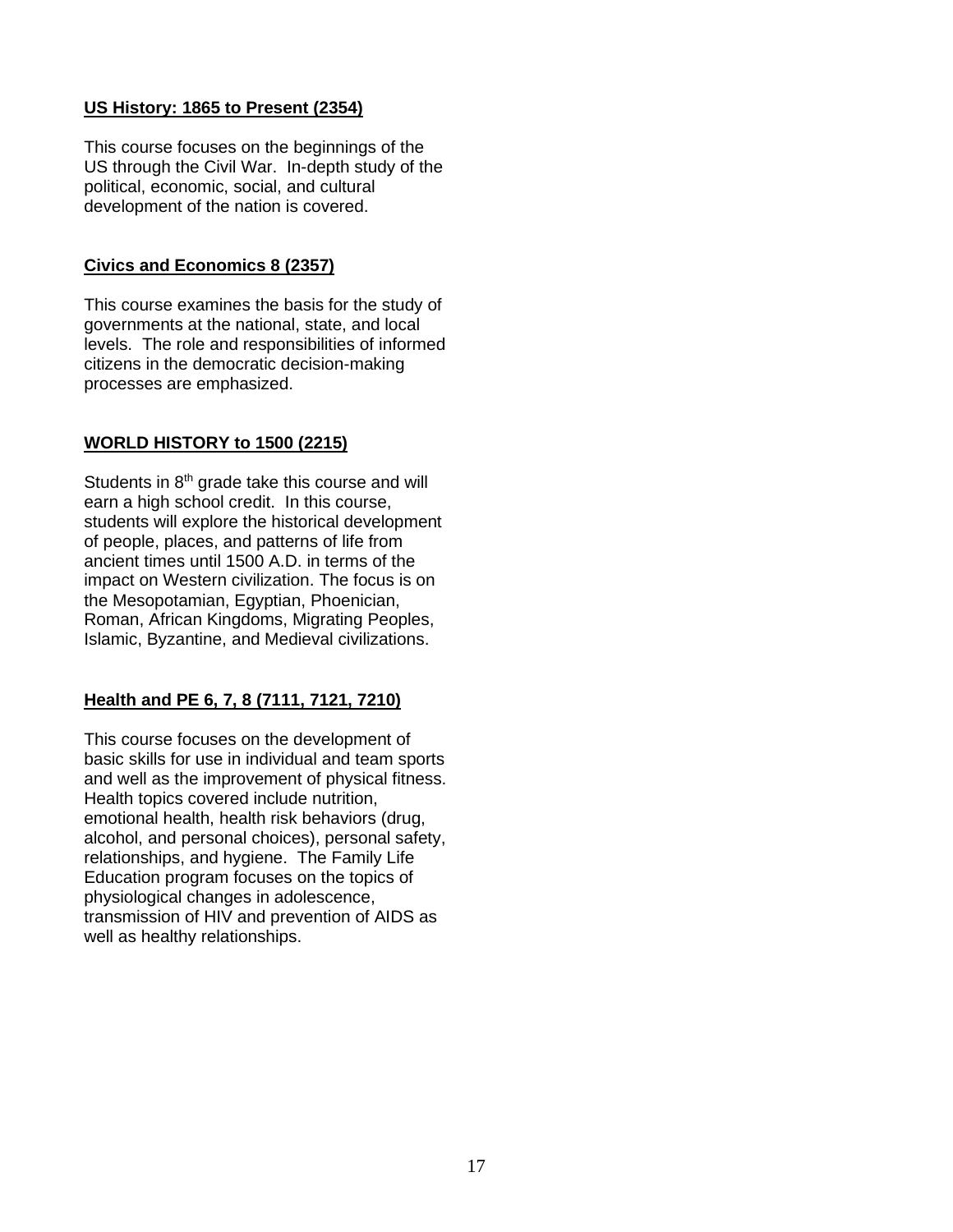**US History: 1865 to Present (2354)**

This course focuses on the beginnings of the US through the Civil War. In-depth study of the political, economic, social, and cultural development of the nation is covered.

**Civics and Economics 8 (2357)**

This course examines the basis for the study of governments at the national, state, and local levels. The role and responsibilities of informed citizens in the democratic decision-making processes are emphasized.

**WORLD HISTORY to 1500 (2215)**

Students in 8th grade take this course and will earn a high school credit. In this course, students will explore the historical development of people, places, and patterns of life from ancient times until 1500 A.D. in terms of the impact on Western civilization. The focus is on the Mesopotamian, Egyptian, Phoenician, Roman, African Kingdoms, Migrating Peoples, Islamic, Byzantine, and Medieval civilizations.

**Health and PE 6, 7, 8 (7111, 7121, 7210)**

This course focuses on the development of basic skills for use in individual and team sports and well as the improvement of physical fitness. Health topics covered include nutrition, emotional health, health risk behaviors (drug, alcohol, and personal choices), personal safety, relationships, and hygiene. The Family Life Education program focuses on the topics of physiological changes in adolescence, transmission of HIV and prevention of AIDS as well as healthy relationships.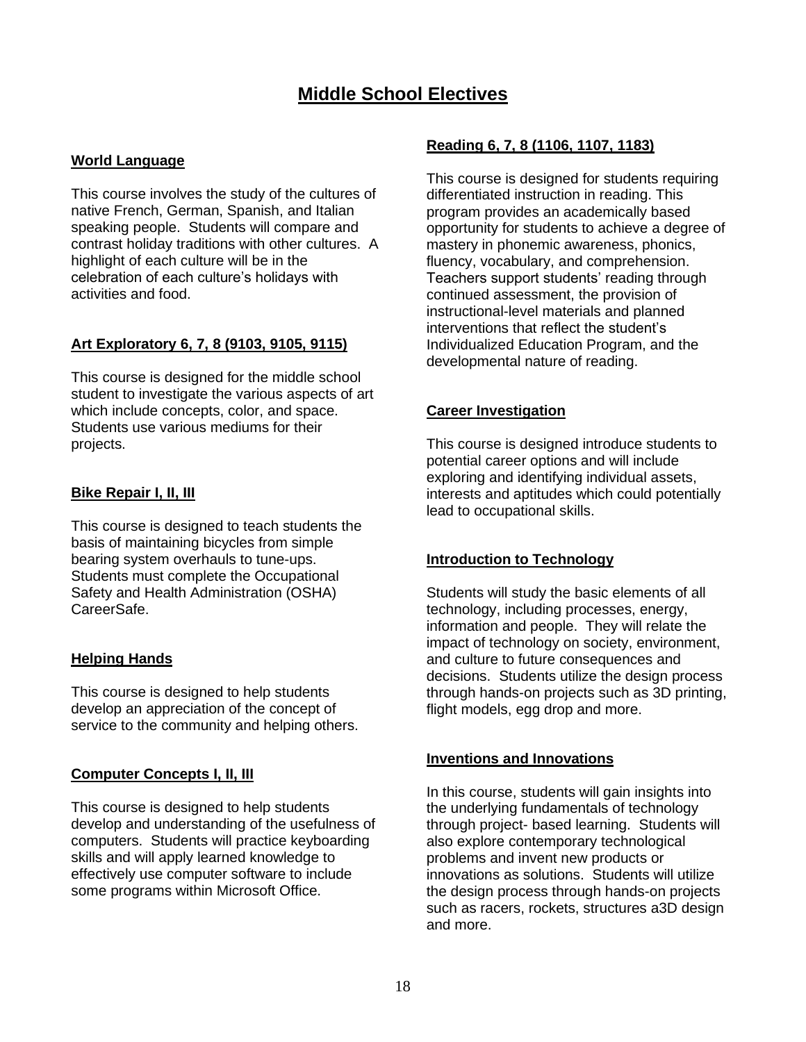# Middle School Electives

## World Language

This course involves the study of the cultures of native French, German, Spanish, and Italian speaking people. Students will compare and contrast holiday traditions with other cultures. A highlight of each culture will be in the celebration of each culture's holidays with activities and food.

## Art Exploratory 6, 7, 8 (9103, 9105, 9115)

This course is designed for the middle school student to investigate the various aspects of art which include concepts, color, and space. Students use various mediums for their projects.

## Bike Repair I, II, III

This course is designed to teach students the basis of maintaining bicycles from simple bearing system overhauls to tune-ups. Students must complete the Occupational Safety and Health Administration (OSHA) CareerSafe.

## Helping Hands

This course is designed to help students develop an appreciation of the concept of service to the community and helping others.

## Computer Concepts I, II, III

This course is designed to help students develop and understanding of the usefulness of computers. Students will practice keyboarding skills and will apply learned knowledge to effectively use computer software to include some programs within Microsoft Office.

## Reading 6, 7, 8 (1106, 1107, 1183)

This course is designed for students requiring differentiated instruction in reading. This program provides an academically based opportunity for students to achieve a degree of mastery in phonemic awareness, phonics, fluency, vocabulary, and comprehension. Teachers support students' reading through continued assessment, the provision of instructional-level materials and planned interventions that reflect the student's Individualized Education Program, and the developmental nature of reading.

## Career Investigation

This course is designed introduce students to potential career options and will include exploring and identifying individual assets, interests and aptitudes which could potentially lead to occupational skills.

## Introduction to Technology

Students will study the basic elements of all technology, including processes, energy, information and people. They will relate the impact of technology on society, environment, and culture to future consequences and decisions. Students utilize the design process through hands-on projects such as 3D printing, flight models, egg drop and more.

## Inventions and Innovations

In this course, students will gain insights into the underlying fundamentals of technology through project- based learning. Students will also explore contemporary technological problems and invent new products or innovations as solutions. Students will utilize the design process through hands-on projects such as racers, rockets, structures a3D design and more.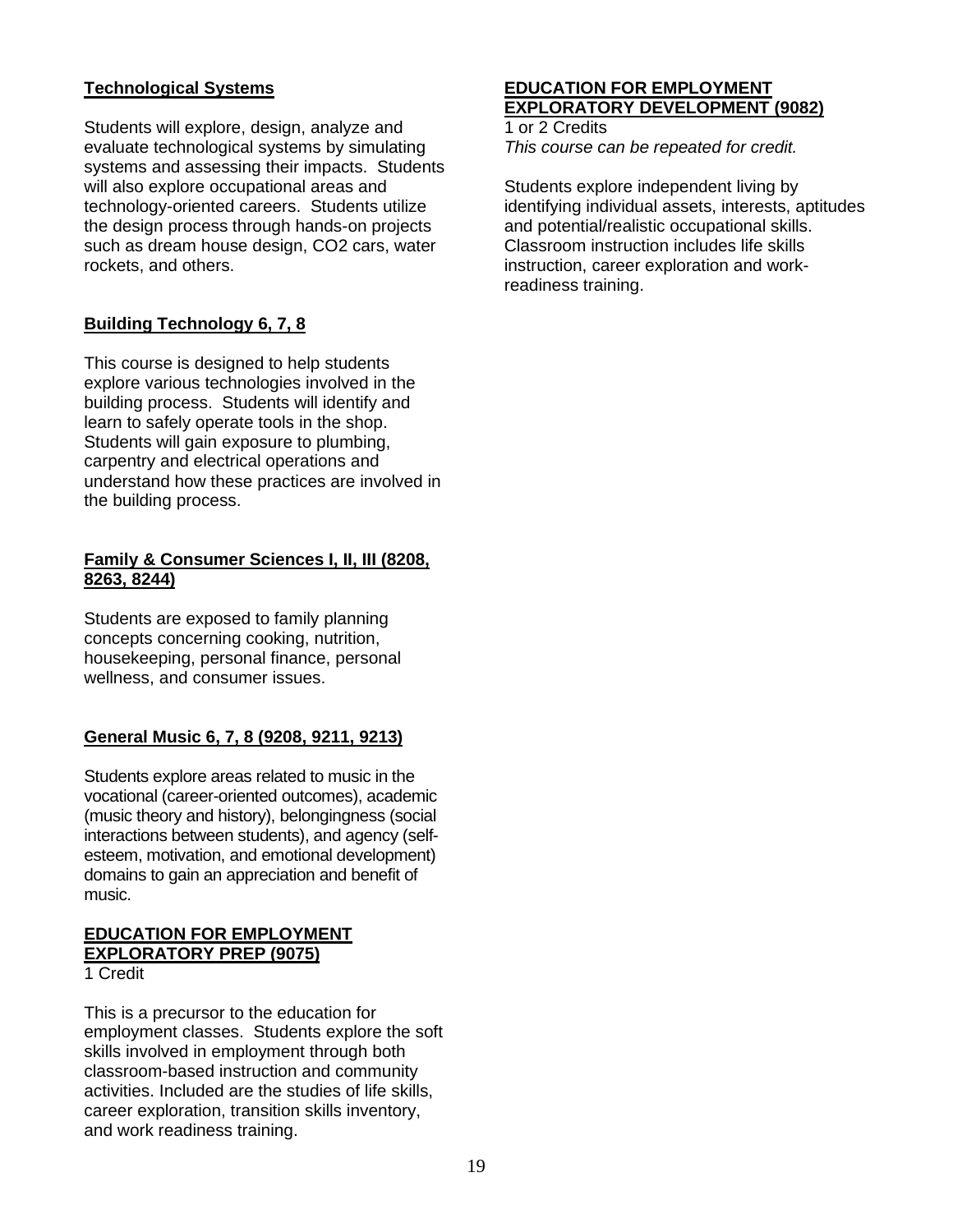**Technological Systems**

Students will explore, design, analyze and evaluate technological systems by simulating systems and assessing their impacts. Students will also explore occupational areas and technology-oriented careers. Students utilize the design process through hands-on projects such as dream house design, CO2 cars, water rockets, and others.

**Building Technology 6, 7, 8**

This course is designed to help students explore various technologies involved in the building process. Students will identify and learn to safely operate tools in the shop. Students will gain exposure to plumbing, carpentry and electrical operations and understand how these practices are involved in the building process.

**Family & Consumer Sciences I, II, III (8208, 8263, 8244)**

Students are exposed to family planning concepts concerning cooking, nutrition, housekeeping, personal finance, personal wellness, and consumer issues.

**General Music 6, 7, 8 (9208, 9211, 9213)**

Students explore areas related to music in the vocational (career-oriented outcomes), academic (music theory and history), belongingness (social interactions between students), and agency (self-esteem, motivation, and emotional development) domains to gain an appreciation and benefit of music.

**EDUCATION FOR EMPLOYMENT EXPLORATORY PREP (9075)**
1 Credit

This is a precursor to the education for employment classes. Students explore the soft skills involved in employment through both classroom-based instruction and community activities. Included are the studies of life skills, career exploration, transition skills inventory, and work readiness training.

**EDUCATION FOR EMPLOYMENT EXPLORATORY DEVELOPMENT (9082)**
1 or 2 Credits
*This course can be repeated for credit.*

Students explore independent living by identifying individual assets, interests, aptitudes and potential/realistic occupational skills. Classroom instruction includes life skills instruction, career exploration and work-readiness training.